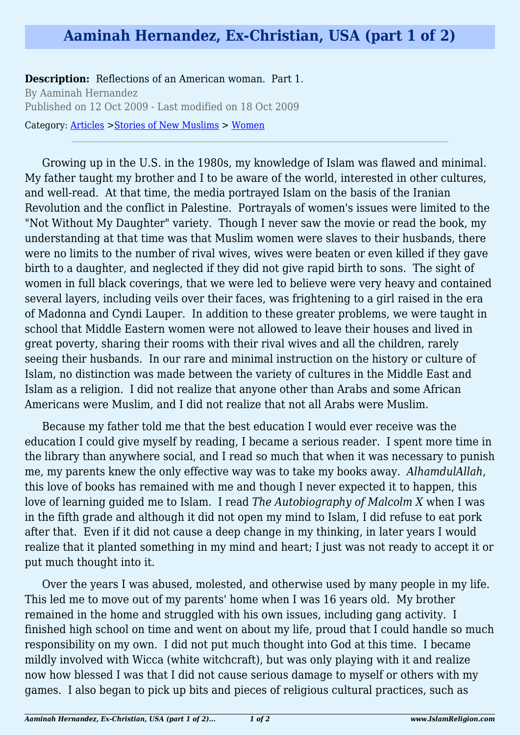# Aaminah Hernandez, Ex-Christian, USA (part 1 of 2)

**Description:** Reflections of an American woman. Part 1.

By Aaminah Hernandez

Published on 12 Oct 2009 - Last modified on 18 Oct 2009

Category: Articles >Stories of New Muslims > Women

---

Growing up in the U.S. in the 1980s, my knowledge of Islam was flawed and minimal. My father taught my brother and I to be aware of the world, interested in other cultures, and well-read. At that time, the media portrayed Islam on the basis of the Iranian Revolution and the conflict in Palestine. Portrayals of women's issues were limited to the "Not Without My Daughter" variety. Though I never saw the movie or read the book, my understanding at that time was that Muslim women were slaves to their husbands, there were no limits to the number of rival wives, wives were beaten or even killed if they gave birth to a daughter, and neglected if they did not give rapid birth to sons. The sight of women in full black coverings, that we were led to believe were very heavy and contained several layers, including veils over their faces, was frightening to a girl raised in the era of Madonna and Cyndi Lauper. In addition to these greater problems, we were taught in school that Middle Eastern women were not allowed to leave their houses and lived in great poverty, sharing their rooms with their rival wives and all the children, rarely seeing their husbands. In our rare and minimal instruction on the history or culture of Islam, no distinction was made between the variety of cultures in the Middle East and Islam as a religion. I did not realize that anyone other than Arabs and some African Americans were Muslim, and I did not realize that not all Arabs were Muslim.

Because my father told me that the best education I would ever receive was the education I could give myself by reading, I became a serious reader. I spent more time in the library than anywhere social, and I read so much that when it was necessary to punish me, my parents knew the only effective way was to take my books away. *AlhamdulAllah*, this love of books has remained with me and though I never expected it to happen, this love of learning guided me to Islam. I read *The Autobiography of Malcolm X* when I was in the fifth grade and although it did not open my mind to Islam, I did refuse to eat pork after that. Even if it did not cause a deep change in my thinking, in later years I would realize that it planted something in my mind and heart; I just was not ready to accept it or put much thought into it.

Over the years I was abused, molested, and otherwise used by many people in my life. This led me to move out of my parents' home when I was 16 years old. My brother remained in the home and struggled with his own issues, including gang activity. I finished high school on time and went on about my life, proud that I could handle so much responsibility on my own. I did not put much thought into God at this time. I became mildly involved with Wicca (white witchcraft), but was only playing with it and realize now how blessed I was that I did not cause serious damage to myself or others with my games. I also began to pick up bits and pieces of religious cultural practices, such as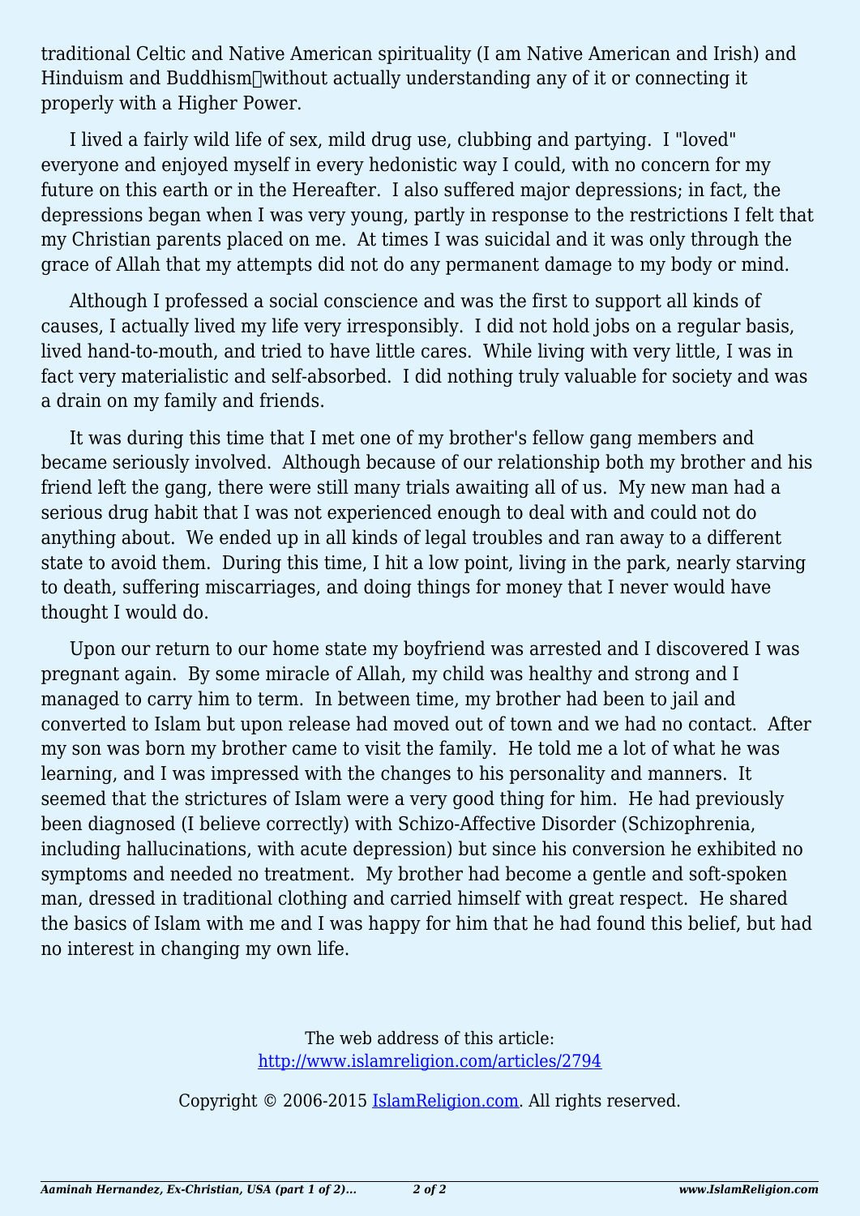traditional Celtic and Native American spirituality (I am Native American and Irish) and Hinduism and Buddhism without actually understanding any of it or connecting it properly with a Higher Power.

I lived a fairly wild life of sex, mild drug use, clubbing and partying. I "loved" everyone and enjoyed myself in every hedonistic way I could, with no concern for my future on this earth or in the Hereafter. I also suffered major depressions; in fact, the depressions began when I was very young, partly in response to the restrictions I felt that my Christian parents placed on me. At times I was suicidal and it was only through the grace of Allah that my attempts did not do any permanent damage to my body or mind.

Although I professed a social conscience and was the first to support all kinds of causes, I actually lived my life very irresponsibly. I did not hold jobs on a regular basis, lived hand-to-mouth, and tried to have little cares. While living with very little, I was in fact very materialistic and self-absorbed. I did nothing truly valuable for society and was a drain on my family and friends.

It was during this time that I met one of my brother's fellow gang members and became seriously involved. Although because of our relationship both my brother and his friend left the gang, there were still many trials awaiting all of us. My new man had a serious drug habit that I was not experienced enough to deal with and could not do anything about. We ended up in all kinds of legal troubles and ran away to a different state to avoid them. During this time, I hit a low point, living in the park, nearly starving to death, suffering miscarriages, and doing things for money that I never would have thought I would do.

Upon our return to our home state my boyfriend was arrested and I discovered I was pregnant again. By some miracle of Allah, my child was healthy and strong and I managed to carry him to term. In between time, my brother had been to jail and converted to Islam but upon release had moved out of town and we had no contact. After my son was born my brother came to visit the family. He told me a lot of what he was learning, and I was impressed with the changes to his personality and manners. It seemed that the strictures of Islam were a very good thing for him. He had previously been diagnosed (I believe correctly) with Schizo-Affective Disorder (Schizophrenia, including hallucinations, with acute depression) but since his conversion he exhibited no symptoms and needed no treatment. My brother had become a gentle and soft-spoken man, dressed in traditional clothing and carried himself with great respect. He shared the basics of Islam with me and I was happy for him that he had found this belief, but had no interest in changing my own life.

The web address of this article:
http://www.islamreligion.com/articles/2794

Copyright © 2006-2015 IslamReligion.com. All rights reserved.